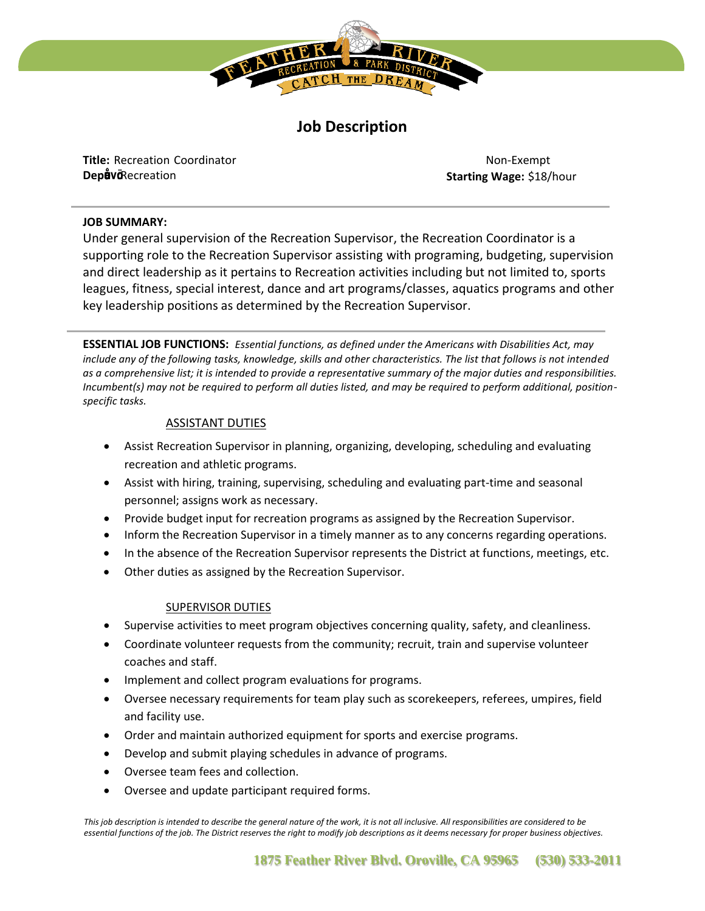# Job Description

**Title:** Recreation Coordinator
**Depåvö** Recreation

Non-Exempt
**Starting Wage:** $18/hour

---

**JOB SUMMARY:**

Under general supervision of the Recreation Supervisor, the Recreation Coordinator is a supporting role to the Recreation Supervisor assisting with programing, budgeting, supervision and direct leadership as it pertains to Recreation activities including but not limited to, sports leagues, fitness, special interest, dance and art programs/classes, aquatics programs and other key leadership positions as determined by the Recreation Supervisor.

---

**ESSENTIAL JOB FUNCTIONS:** *Essential functions, as defined under the Americans with Disabilities Act, may include any of the following tasks, knowledge, skills and other characteristics. The list that follows is not intended as a comprehensive list; it is intended to provide a representative summary of the major duties and responsibilities. Incumbent(s) may not be required to perform all duties listed, and may be required to perform additional, position-specific tasks.*

ASSISTANT DUTIES

- Assist Recreation Supervisor in planning, organizing, developing, scheduling and evaluating recreation and athletic programs.
- Assist with hiring, training, supervising, scheduling and evaluating part-time and seasonal personnel; assigns work as necessary.
- Provide budget input for recreation programs as assigned by the Recreation Supervisor.
- Inform the Recreation Supervisor in a timely manner as to any concerns regarding operations.
- In the absence of the Recreation Supervisor represents the District at functions, meetings, etc.
- Other duties as assigned by the Recreation Supervisor.

SUPERVISOR DUTIES

- Supervise activities to meet program objectives concerning quality, safety, and cleanliness.
- Coordinate volunteer requests from the community; recruit, train and supervise volunteer coaches and staff.
- Implement and collect program evaluations for programs.
- Oversee necessary requirements for team play such as scorekeepers, referees, umpires, field and facility use.
- Order and maintain authorized equipment for sports and exercise programs.
- Develop and submit playing schedules in advance of programs.
- Oversee team fees and collection.
- Oversee and update participant required forms.

*This job description is intended to describe the general nature of the work, it is not all inclusive. All responsibilities are considered to be essential functions of the job. The District reserves the right to modify job descriptions as it deems necessary for proper business objectives.*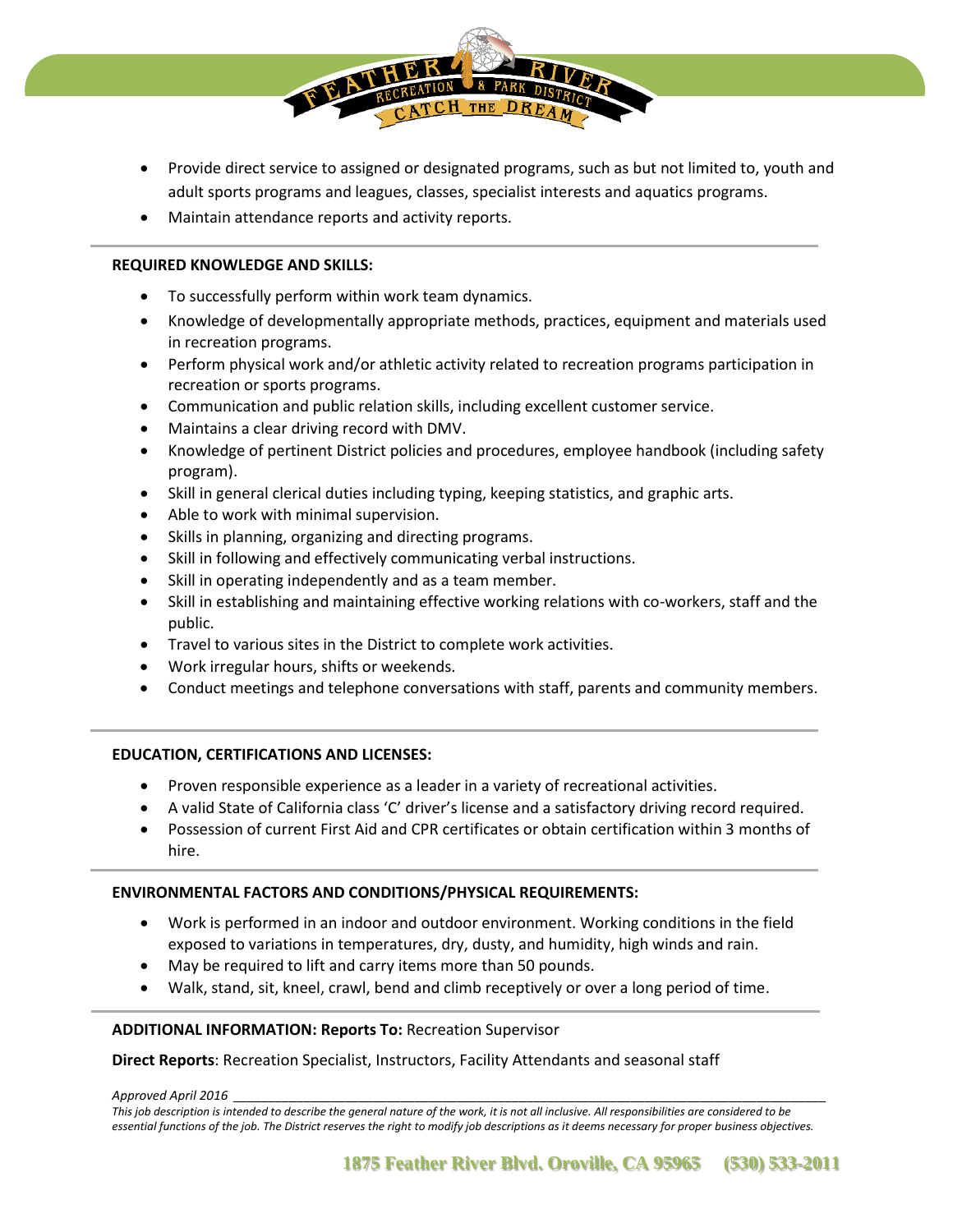- Provide direct service to assigned or designated programs, such as but not limited to, youth and adult sports programs and leagues, classes, specialist interests and aquatics programs.
- Maintain attendance reports and activity reports.

**REQUIRED KNOWLEDGE AND SKILLS:**

- To successfully perform within work team dynamics.
- Knowledge of developmentally appropriate methods, practices, equipment and materials used in recreation programs.
- Perform physical work and/or athletic activity related to recreation programs participation in recreation or sports programs.
- Communication and public relation skills, including excellent customer service.
- Maintains a clear driving record with DMV.
- Knowledge of pertinent District policies and procedures, employee handbook (including safety program).
- Skill in general clerical duties including typing, keeping statistics, and graphic arts.
- Able to work with minimal supervision.
- Skills in planning, organizing and directing programs.
- Skill in following and effectively communicating verbal instructions.
- Skill in operating independently and as a team member.
- Skill in establishing and maintaining effective working relations with co-workers, staff and the public.
- Travel to various sites in the District to complete work activities.
- Work irregular hours, shifts or weekends.
- Conduct meetings and telephone conversations with staff, parents and community members.

**EDUCATION, CERTIFICATIONS AND LICENSES:**

- Proven responsible experience as a leader in a variety of recreational activities.
- A valid State of California class 'C' driver's license and a satisfactory driving record required.
- Possession of current First Aid and CPR certificates or obtain certification within 3 months of hire.

**ENVIRONMENTAL FACTORS AND CONDITIONS/PHYSICAL REQUIREMENTS:**

- Work is performed in an indoor and outdoor environment. Working conditions in the field exposed to variations in temperatures, dry, dusty, and humidity, high winds and rain.
- May be required to lift and carry items more than 50 pounds.
- Walk, stand, sit, kneel, crawl, bend and climb receptively or over a long period of time.

**ADDITIONAL INFORMATION: Reports To:** Recreation Supervisor

**Direct Reports**: Recreation Specialist, Instructors, Facility Attendants and seasonal staff

*Approved April 2016*

*This job description is intended to describe the general nature of the work, it is not all inclusive. All responsibilities are considered to be essential functions of the job. The District reserves the right to modify job descriptions as it deems necessary for proper business objectives.*